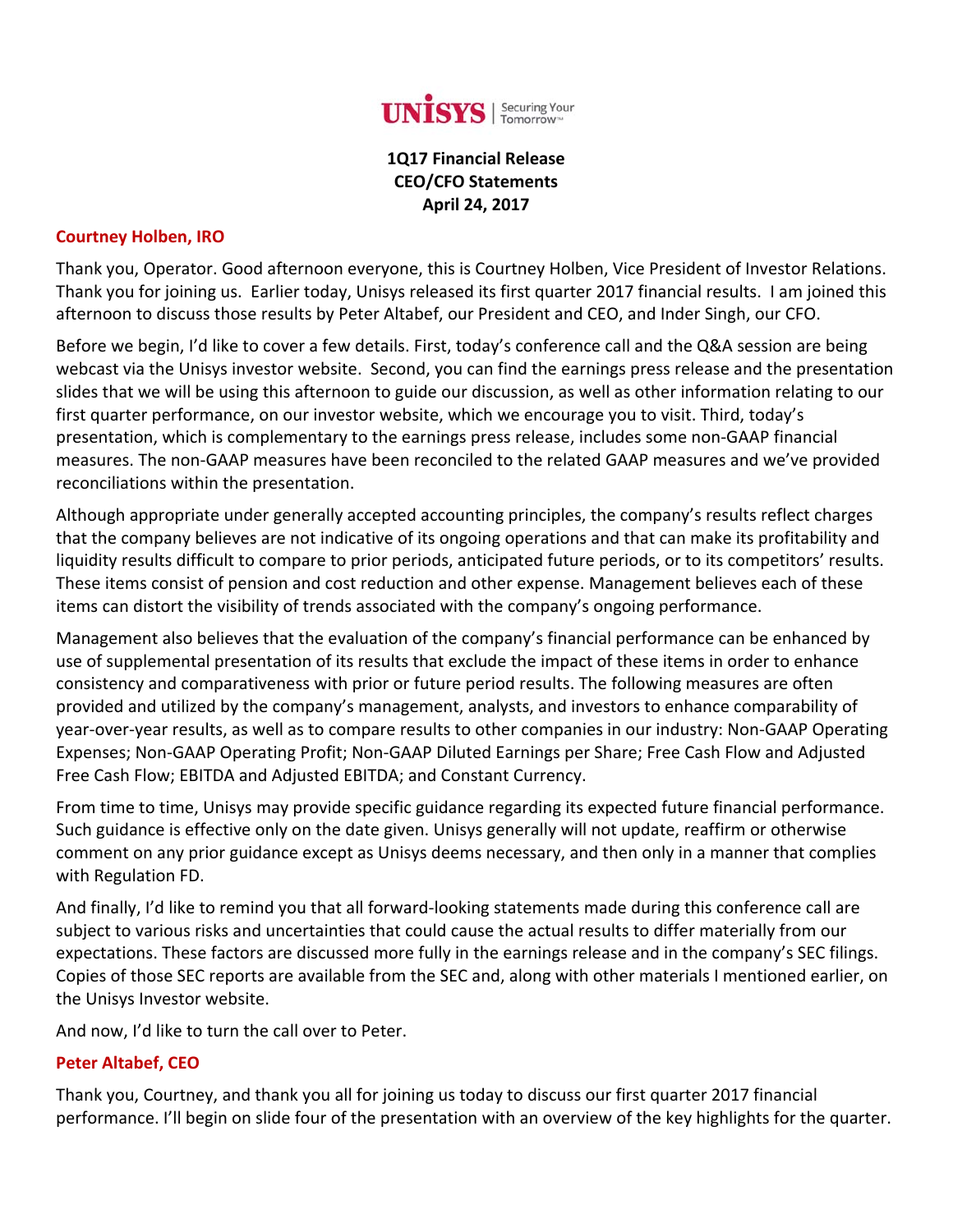UNISYS | Securing Your Tomorrow™

**1Q17 Financial Release**
**CEO/CFO Statements**
**April 24, 2017**

**Courtney Holben, IRO**

Thank you, Operator. Good afternoon everyone, this is Courtney Holben, Vice President of Investor Relations. Thank you for joining us. Earlier today, Unisys released its first quarter 2017 financial results. I am joined this afternoon to discuss those results by Peter Altabef, our President and CEO, and Inder Singh, our CFO.

Before we begin, I'd like to cover a few details. First, today's conference call and the Q&A session are being webcast via the Unisys investor website. Second, you can find the earnings press release and the presentation slides that we will be using this afternoon to guide our discussion, as well as other information relating to our first quarter performance, on our investor website, which we encourage you to visit. Third, today's presentation, which is complementary to the earnings press release, includes some non-GAAP financial measures. The non-GAAP measures have been reconciled to the related GAAP measures and we've provided reconciliations within the presentation.

Although appropriate under generally accepted accounting principles, the company's results reflect charges that the company believes are not indicative of its ongoing operations and that can make its profitability and liquidity results difficult to compare to prior periods, anticipated future periods, or to its competitors' results. These items consist of pension and cost reduction and other expense. Management believes each of these items can distort the visibility of trends associated with the company's ongoing performance.

Management also believes that the evaluation of the company's financial performance can be enhanced by use of supplemental presentation of its results that exclude the impact of these items in order to enhance consistency and comparativeness with prior or future period results. The following measures are often provided and utilized by the company's management, analysts, and investors to enhance comparability of year-over-year results, as well as to compare results to other companies in our industry: Non-GAAP Operating Expenses; Non-GAAP Operating Profit; Non-GAAP Diluted Earnings per Share; Free Cash Flow and Adjusted Free Cash Flow; EBITDA and Adjusted EBITDA; and Constant Currency.

From time to time, Unisys may provide specific guidance regarding its expected future financial performance. Such guidance is effective only on the date given. Unisys generally will not update, reaffirm or otherwise comment on any prior guidance except as Unisys deems necessary, and then only in a manner that complies with Regulation FD.

And finally, I'd like to remind you that all forward-looking statements made during this conference call are subject to various risks and uncertainties that could cause the actual results to differ materially from our expectations. These factors are discussed more fully in the earnings release and in the company's SEC filings. Copies of those SEC reports are available from the SEC and, along with other materials I mentioned earlier, on the Unisys Investor website.

And now, I'd like to turn the call over to Peter.

**Peter Altabef, CEO**

Thank you, Courtney, and thank you all for joining us today to discuss our first quarter 2017 financial performance. I'll begin on slide four of the presentation with an overview of the key highlights for the quarter.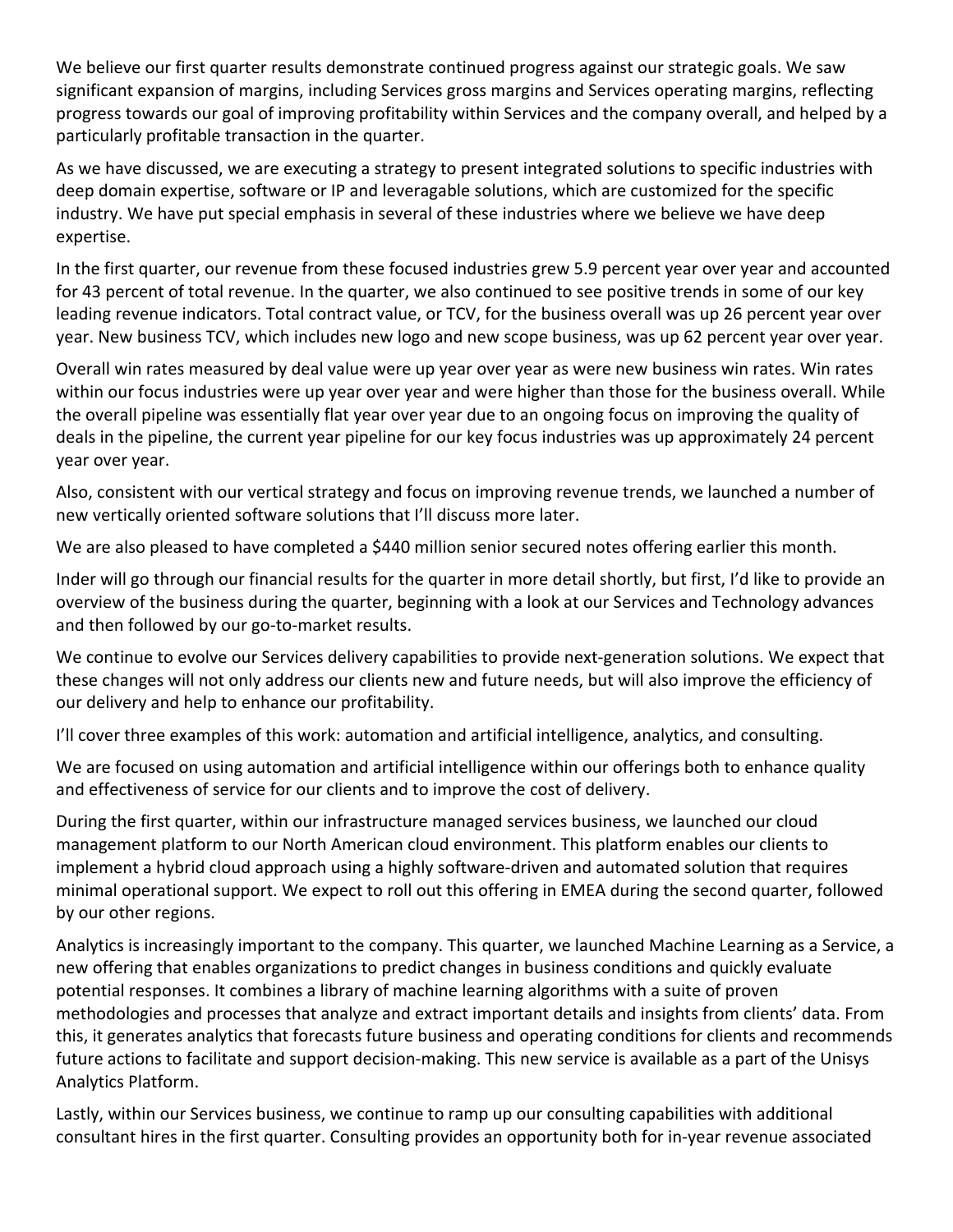We believe our first quarter results demonstrate continued progress against our strategic goals. We saw significant expansion of margins, including Services gross margins and Services operating margins, reflecting progress towards our goal of improving profitability within Services and the company overall, and helped by a particularly profitable transaction in the quarter.

As we have discussed, we are executing a strategy to present integrated solutions to specific industries with deep domain expertise, software or IP and leveragable solutions, which are customized for the specific industry. We have put special emphasis in several of these industries where we believe we have deep expertise.

In the first quarter, our revenue from these focused industries grew 5.9 percent year over year and accounted for 43 percent of total revenue. In the quarter, we also continued to see positive trends in some of our key leading revenue indicators. Total contract value, or TCV, for the business overall was up 26 percent year over year. New business TCV, which includes new logo and new scope business, was up 62 percent year over year.

Overall win rates measured by deal value were up year over year as were new business win rates. Win rates within our focus industries were up year over year and were higher than those for the business overall. While the overall pipeline was essentially flat year over year due to an ongoing focus on improving the quality of deals in the pipeline, the current year pipeline for our key focus industries was up approximately 24 percent year over year.

Also, consistent with our vertical strategy and focus on improving revenue trends, we launched a number of new vertically oriented software solutions that I'll discuss more later.

We are also pleased to have completed a $440 million senior secured notes offering earlier this month.

Inder will go through our financial results for the quarter in more detail shortly, but first, I'd like to provide an overview of the business during the quarter, beginning with a look at our Services and Technology advances and then followed by our go-to-market results.

We continue to evolve our Services delivery capabilities to provide next-generation solutions. We expect that these changes will not only address our clients new and future needs, but will also improve the efficiency of our delivery and help to enhance our profitability.

I'll cover three examples of this work: automation and artificial intelligence, analytics, and consulting.

We are focused on using automation and artificial intelligence within our offerings both to enhance quality and effectiveness of service for our clients and to improve the cost of delivery.

During the first quarter, within our infrastructure managed services business, we launched our cloud management platform to our North American cloud environment. This platform enables our clients to implement a hybrid cloud approach using a highly software-driven and automated solution that requires minimal operational support. We expect to roll out this offering in EMEA during the second quarter, followed by our other regions.

Analytics is increasingly important to the company. This quarter, we launched Machine Learning as a Service, a new offering that enables organizations to predict changes in business conditions and quickly evaluate potential responses. It combines a library of machine learning algorithms with a suite of proven methodologies and processes that analyze and extract important details and insights from clients' data. From this, it generates analytics that forecasts future business and operating conditions for clients and recommends future actions to facilitate and support decision-making. This new service is available as a part of the Unisys Analytics Platform.

Lastly, within our Services business, we continue to ramp up our consulting capabilities with additional consultant hires in the first quarter. Consulting provides an opportunity both for in-year revenue associated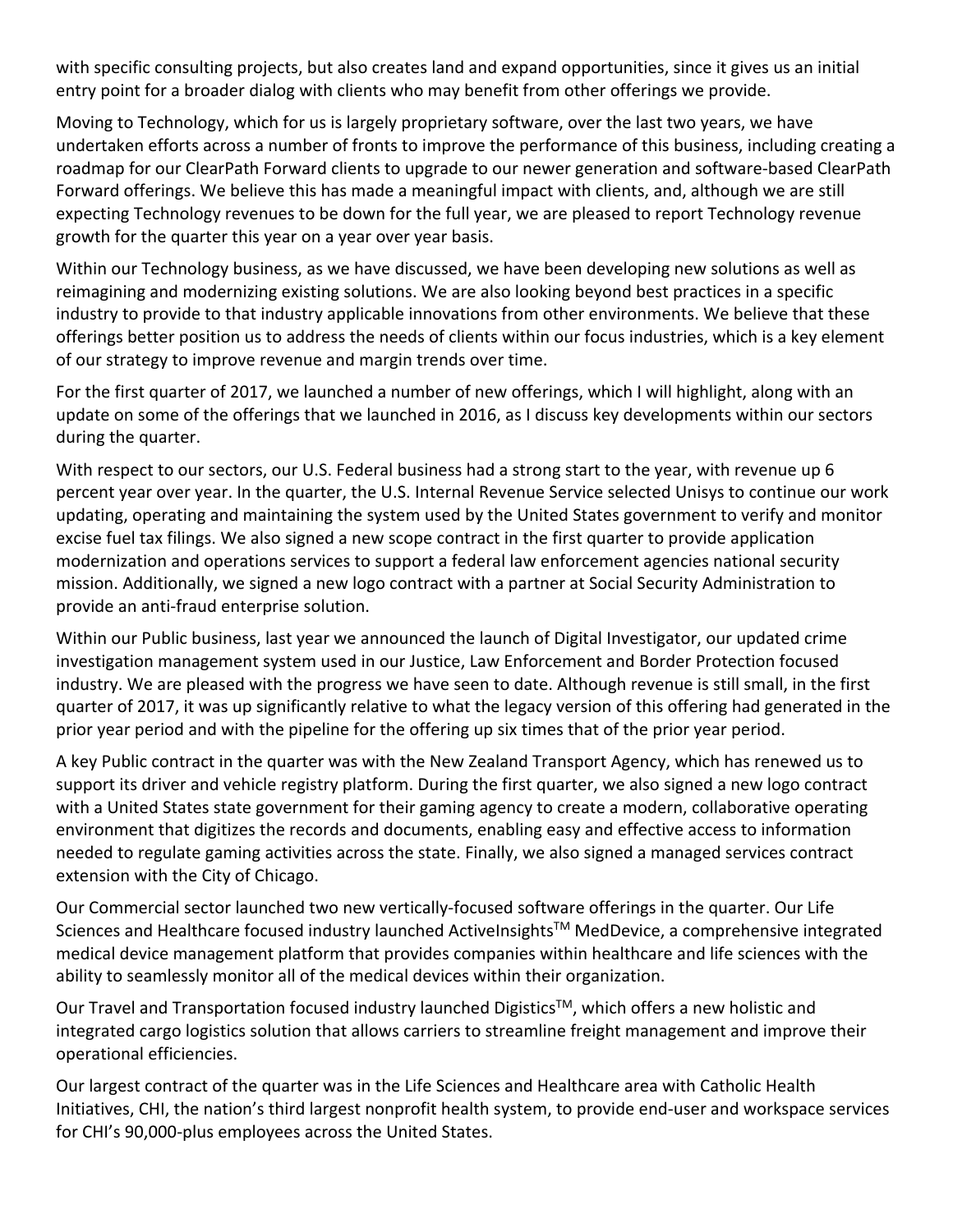with specific consulting projects, but also creates land and expand opportunities, since it gives us an initial entry point for a broader dialog with clients who may benefit from other offerings we provide.

Moving to Technology, which for us is largely proprietary software, over the last two years, we have undertaken efforts across a number of fronts to improve the performance of this business, including creating a roadmap for our ClearPath Forward clients to upgrade to our newer generation and software-based ClearPath Forward offerings. We believe this has made a meaningful impact with clients, and, although we are still expecting Technology revenues to be down for the full year, we are pleased to report Technology revenue growth for the quarter this year on a year over year basis.

Within our Technology business, as we have discussed, we have been developing new solutions as well as reimagining and modernizing existing solutions. We are also looking beyond best practices in a specific industry to provide to that industry applicable innovations from other environments. We believe that these offerings better position us to address the needs of clients within our focus industries, which is a key element of our strategy to improve revenue and margin trends over time.

For the first quarter of 2017, we launched a number of new offerings, which I will highlight, along with an update on some of the offerings that we launched in 2016, as I discuss key developments within our sectors during the quarter.

With respect to our sectors, our U.S. Federal business had a strong start to the year, with revenue up 6 percent year over year. In the quarter, the U.S. Internal Revenue Service selected Unisys to continue our work updating, operating and maintaining the system used by the United States government to verify and monitor excise fuel tax filings. We also signed a new scope contract in the first quarter to provide application modernization and operations services to support a federal law enforcement agencies national security mission. Additionally, we signed a new logo contract with a partner at Social Security Administration to provide an anti-fraud enterprise solution.

Within our Public business, last year we announced the launch of Digital Investigator, our updated crime investigation management system used in our Justice, Law Enforcement and Border Protection focused industry. We are pleased with the progress we have seen to date. Although revenue is still small, in the first quarter of 2017, it was up significantly relative to what the legacy version of this offering had generated in the prior year period and with the pipeline for the offering up six times that of the prior year period.

A key Public contract in the quarter was with the New Zealand Transport Agency, which has renewed us to support its driver and vehicle registry platform. During the first quarter, we also signed a new logo contract with a United States state government for their gaming agency to create a modern, collaborative operating environment that digitizes the records and documents, enabling easy and effective access to information needed to regulate gaming activities across the state. Finally, we also signed a managed services contract extension with the City of Chicago.

Our Commercial sector launched two new vertically-focused software offerings in the quarter. Our Life Sciences and Healthcare focused industry launched ActiveInsights™ MedDevice, a comprehensive integrated medical device management platform that provides companies within healthcare and life sciences with the ability to seamlessly monitor all of the medical devices within their organization.

Our Travel and Transportation focused industry launched Digistics™, which offers a new holistic and integrated cargo logistics solution that allows carriers to streamline freight management and improve their operational efficiencies.

Our largest contract of the quarter was in the Life Sciences and Healthcare area with Catholic Health Initiatives, CHI, the nation's third largest nonprofit health system, to provide end-user and workspace services for CHI's 90,000-plus employees across the United States.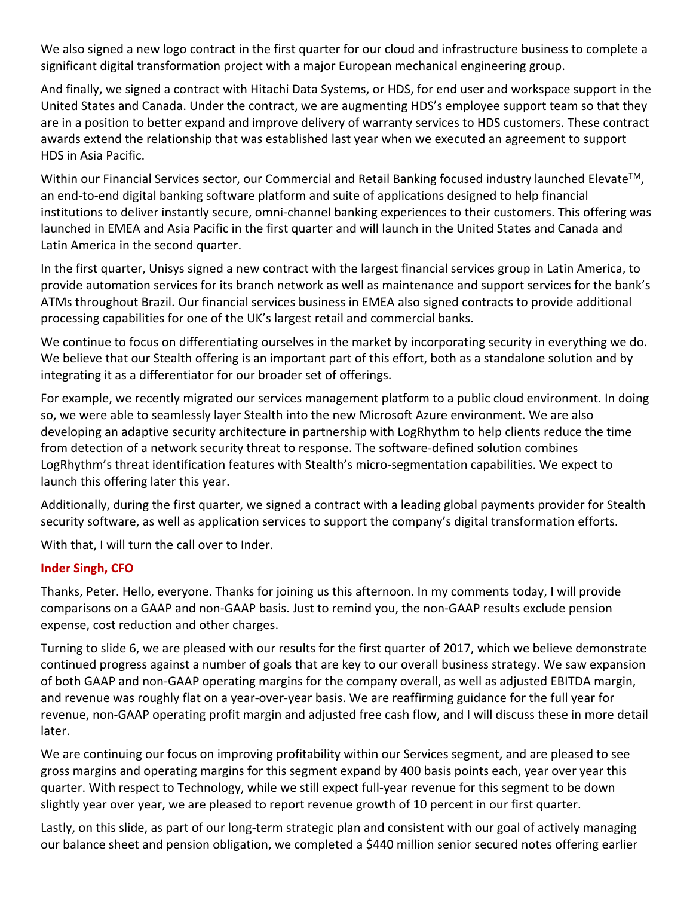We also signed a new logo contract in the first quarter for our cloud and infrastructure business to complete a significant digital transformation project with a major European mechanical engineering group.

And finally, we signed a contract with Hitachi Data Systems, or HDS, for end user and workspace support in the United States and Canada. Under the contract, we are augmenting HDS's employee support team so that they are in a position to better expand and improve delivery of warranty services to HDS customers. These contract awards extend the relationship that was established last year when we executed an agreement to support HDS in Asia Pacific.

Within our Financial Services sector, our Commercial and Retail Banking focused industry launched Elevate™, an end-to-end digital banking software platform and suite of applications designed to help financial institutions to deliver instantly secure, omni-channel banking experiences to their customers. This offering was launched in EMEA and Asia Pacific in the first quarter and will launch in the United States and Canada and Latin America in the second quarter.

In the first quarter, Unisys signed a new contract with the largest financial services group in Latin America, to provide automation services for its branch network as well as maintenance and support services for the bank's ATMs throughout Brazil. Our financial services business in EMEA also signed contracts to provide additional processing capabilities for one of the UK's largest retail and commercial banks.

We continue to focus on differentiating ourselves in the market by incorporating security in everything we do. We believe that our Stealth offering is an important part of this effort, both as a standalone solution and by integrating it as a differentiator for our broader set of offerings.

For example, we recently migrated our services management platform to a public cloud environment. In doing so, we were able to seamlessly layer Stealth into the new Microsoft Azure environment. We are also developing an adaptive security architecture in partnership with LogRhythm to help clients reduce the time from detection of a network security threat to response. The software-defined solution combines LogRhythm's threat identification features with Stealth's micro-segmentation capabilities. We expect to launch this offering later this year.

Additionally, during the first quarter, we signed a contract with a leading global payments provider for Stealth security software, as well as application services to support the company's digital transformation efforts.

With that, I will turn the call over to Inder.

**Inder Singh, CFO**

Thanks, Peter. Hello, everyone. Thanks for joining us this afternoon. In my comments today, I will provide comparisons on a GAAP and non-GAAP basis. Just to remind you, the non-GAAP results exclude pension expense, cost reduction and other charges.

Turning to slide 6, we are pleased with our results for the first quarter of 2017, which we believe demonstrate continued progress against a number of goals that are key to our overall business strategy. We saw expansion of both GAAP and non-GAAP operating margins for the company overall, as well as adjusted EBITDA margin, and revenue was roughly flat on a year-over-year basis. We are reaffirming guidance for the full year for revenue, non-GAAP operating profit margin and adjusted free cash flow, and I will discuss these in more detail later.

We are continuing our focus on improving profitability within our Services segment, and are pleased to see gross margins and operating margins for this segment expand by 400 basis points each, year over year this quarter. With respect to Technology, while we still expect full-year revenue for this segment to be down slightly year over year, we are pleased to report revenue growth of 10 percent in our first quarter.

Lastly, on this slide, as part of our long-term strategic plan and consistent with our goal of actively managing our balance sheet and pension obligation, we completed a $440 million senior secured notes offering earlier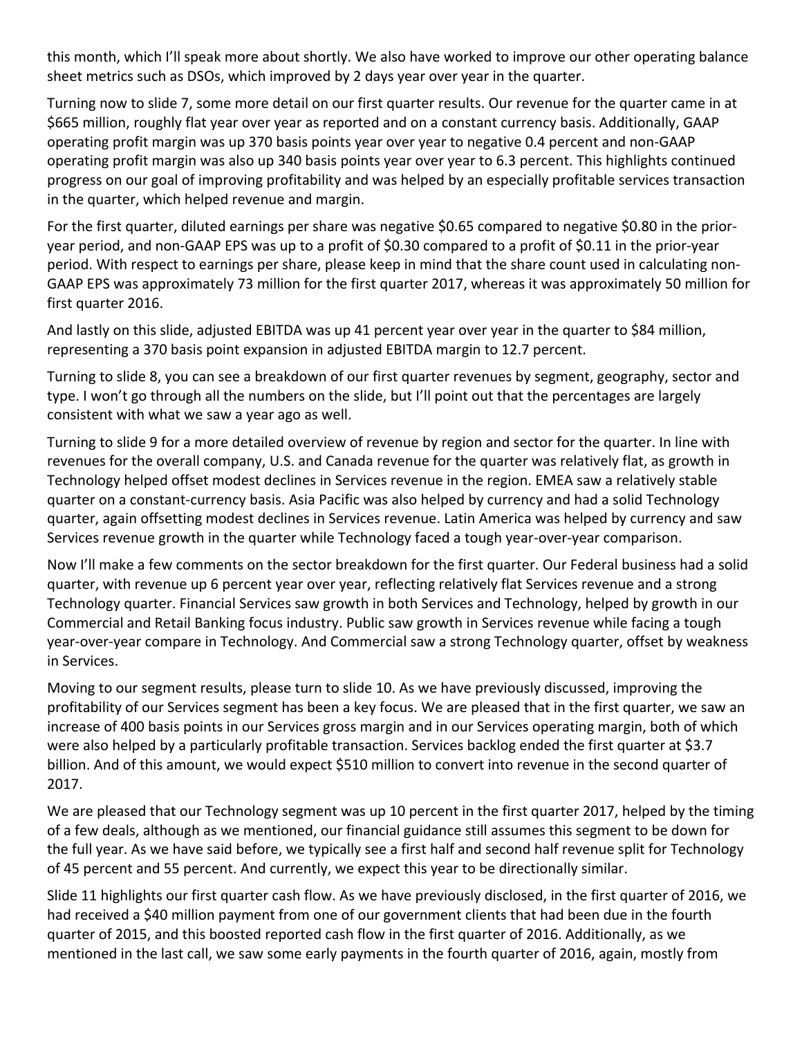this month, which I'll speak more about shortly. We also have worked to improve our other operating balance sheet metrics such as DSOs, which improved by 2 days year over year in the quarter.

Turning now to slide 7, some more detail on our first quarter results. Our revenue for the quarter came in at $665 million, roughly flat year over year as reported and on a constant currency basis. Additionally, GAAP operating profit margin was up 370 basis points year over year to negative 0.4 percent and non-GAAP operating profit margin was also up 340 basis points year over year to 6.3 percent. This highlights continued progress on our goal of improving profitability and was helped by an especially profitable services transaction in the quarter, which helped revenue and margin.

For the first quarter, diluted earnings per share was negative $0.65 compared to negative $0.80 in the prior-year period, and non-GAAP EPS was up to a profit of $0.30 compared to a profit of $0.11 in the prior-year period. With respect to earnings per share, please keep in mind that the share count used in calculating non-GAAP EPS was approximately 73 million for the first quarter 2017, whereas it was approximately 50 million for first quarter 2016.

And lastly on this slide, adjusted EBITDA was up 41 percent year over year in the quarter to $84 million, representing a 370 basis point expansion in adjusted EBITDA margin to 12.7 percent.

Turning to slide 8, you can see a breakdown of our first quarter revenues by segment, geography, sector and type. I won't go through all the numbers on the slide, but I'll point out that the percentages are largely consistent with what we saw a year ago as well.

Turning to slide 9 for a more detailed overview of revenue by region and sector for the quarter. In line with revenues for the overall company, U.S. and Canada revenue for the quarter was relatively flat, as growth in Technology helped offset modest declines in Services revenue in the region. EMEA saw a relatively stable quarter on a constant-currency basis. Asia Pacific was also helped by currency and had a solid Technology quarter, again offsetting modest declines in Services revenue. Latin America was helped by currency and saw Services revenue growth in the quarter while Technology faced a tough year-over-year comparison.

Now I'll make a few comments on the sector breakdown for the first quarter. Our Federal business had a solid quarter, with revenue up 6 percent year over year, reflecting relatively flat Services revenue and a strong Technology quarter. Financial Services saw growth in both Services and Technology, helped by growth in our Commercial and Retail Banking focus industry. Public saw growth in Services revenue while facing a tough year-over-year compare in Technology. And Commercial saw a strong Technology quarter, offset by weakness in Services.

Moving to our segment results, please turn to slide 10. As we have previously discussed, improving the profitability of our Services segment has been a key focus. We are pleased that in the first quarter, we saw an increase of 400 basis points in our Services gross margin and in our Services operating margin, both of which were also helped by a particularly profitable transaction. Services backlog ended the first quarter at $3.7 billion. And of this amount, we would expect $510 million to convert into revenue in the second quarter of 2017.

We are pleased that our Technology segment was up 10 percent in the first quarter 2017, helped by the timing of a few deals, although as we mentioned, our financial guidance still assumes this segment to be down for the full year. As we have said before, we typically see a first half and second half revenue split for Technology of 45 percent and 55 percent. And currently, we expect this year to be directionally similar.

Slide 11 highlights our first quarter cash flow. As we have previously disclosed, in the first quarter of 2016, we had received a $40 million payment from one of our government clients that had been due in the fourth quarter of 2015, and this boosted reported cash flow in the first quarter of 2016. Additionally, as we mentioned in the last call, we saw some early payments in the fourth quarter of 2016, again, mostly from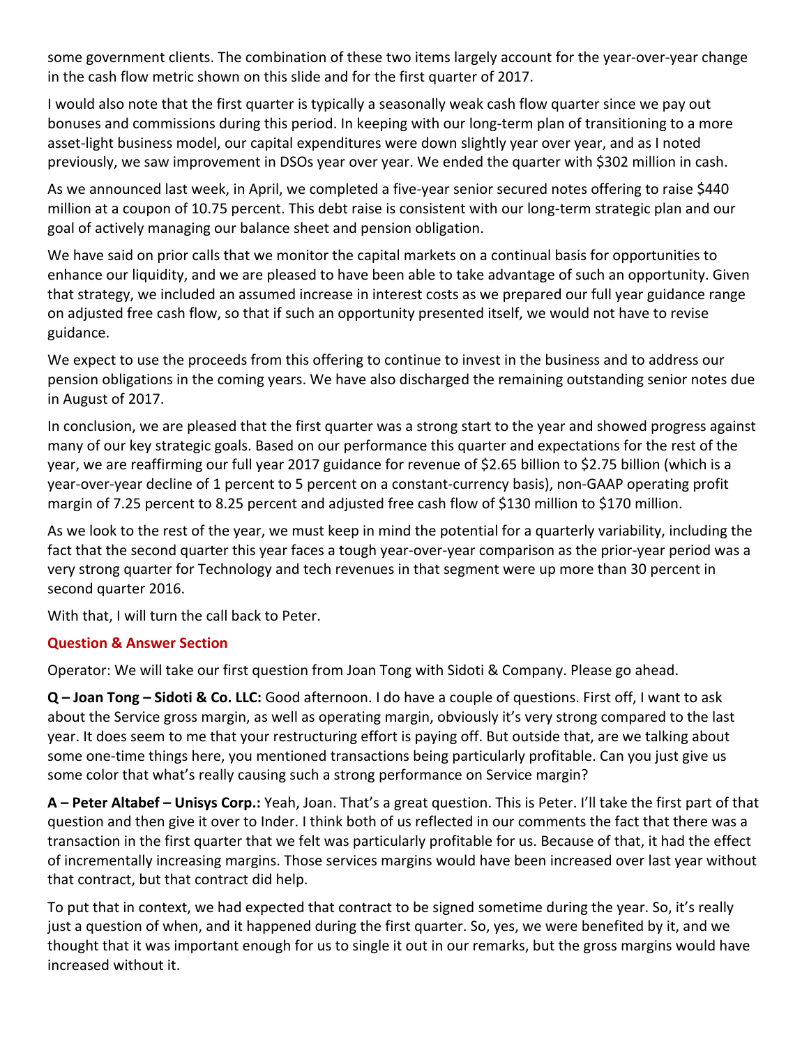some government clients. The combination of these two items largely account for the year-over-year change in the cash flow metric shown on this slide and for the first quarter of 2017.

I would also note that the first quarter is typically a seasonally weak cash flow quarter since we pay out bonuses and commissions during this period. In keeping with our long-term plan of transitioning to a more asset-light business model, our capital expenditures were down slightly year over year, and as I noted previously, we saw improvement in DSOs year over year. We ended the quarter with $302 million in cash.

As we announced last week, in April, we completed a five-year senior secured notes offering to raise $440 million at a coupon of 10.75 percent. This debt raise is consistent with our long-term strategic plan and our goal of actively managing our balance sheet and pension obligation.

We have said on prior calls that we monitor the capital markets on a continual basis for opportunities to enhance our liquidity, and we are pleased to have been able to take advantage of such an opportunity. Given that strategy, we included an assumed increase in interest costs as we prepared our full year guidance range on adjusted free cash flow, so that if such an opportunity presented itself, we would not have to revise guidance.

We expect to use the proceeds from this offering to continue to invest in the business and to address our pension obligations in the coming years. We have also discharged the remaining outstanding senior notes due in August of 2017.

In conclusion, we are pleased that the first quarter was a strong start to the year and showed progress against many of our key strategic goals. Based on our performance this quarter and expectations for the rest of the year, we are reaffirming our full year 2017 guidance for revenue of $2.65 billion to $2.75 billion (which is a year-over-year decline of 1 percent to 5 percent on a constant-currency basis), non-GAAP operating profit margin of 7.25 percent to 8.25 percent and adjusted free cash flow of $130 million to $170 million.

As we look to the rest of the year, we must keep in mind the potential for a quarterly variability, including the fact that the second quarter this year faces a tough year-over-year comparison as the prior-year period was a very strong quarter for Technology and tech revenues in that segment were up more than 30 percent in second quarter 2016.

With that, I will turn the call back to Peter.

## Question & Answer Section

Operator: We will take our first question from Joan Tong with Sidoti & Company. Please go ahead.

**Q – Joan Tong – Sidoti & Co. LLC:** Good afternoon. I do have a couple of questions. First off, I want to ask about the Service gross margin, as well as operating margin, obviously it's very strong compared to the last year. It does seem to me that your restructuring effort is paying off. But outside that, are we talking about some one-time things here, you mentioned transactions being particularly profitable. Can you just give us some color that what's really causing such a strong performance on Service margin?

**A – Peter Altabef – Unisys Corp.:** Yeah, Joan. That's a great question. This is Peter. I'll take the first part of that question and then give it over to Inder. I think both of us reflected in our comments the fact that there was a transaction in the first quarter that we felt was particularly profitable for us. Because of that, it had the effect of incrementally increasing margins. Those services margins would have been increased over last year without that contract, but that contract did help.

To put that in context, we had expected that contract to be signed sometime during the year. So, it's really just a question of when, and it happened during the first quarter. So, yes, we were benefited by it, and we thought that it was important enough for us to single it out in our remarks, but the gross margins would have increased without it.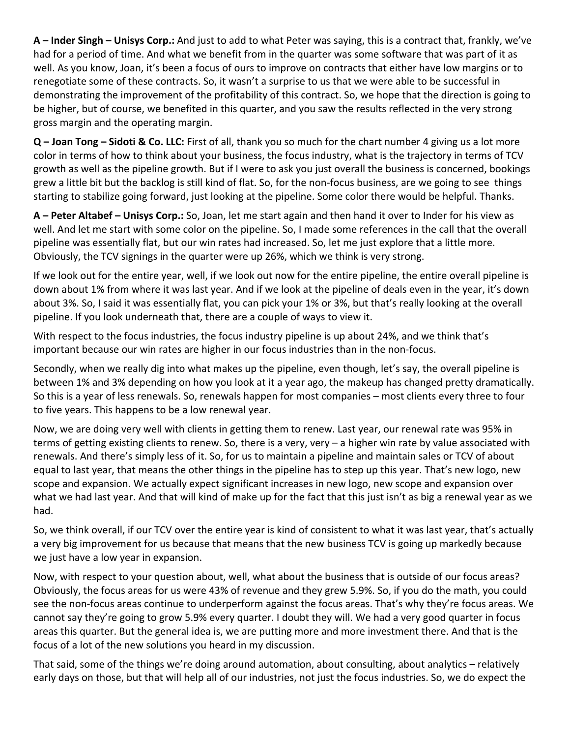**A – Inder Singh – Unisys Corp.:** And just to add to what Peter was saying, this is a contract that, frankly, we've had for a period of time. And what we benefit from in the quarter was some software that was part of it as well. As you know, Joan, it's been a focus of ours to improve on contracts that either have low margins or to renegotiate some of these contracts. So, it wasn't a surprise to us that we were able to be successful in demonstrating the improvement of the profitability of this contract. So, we hope that the direction is going to be higher, but of course, we benefited in this quarter, and you saw the results reflected in the very strong gross margin and the operating margin.

**Q – Joan Tong – Sidoti & Co. LLC:** First of all, thank you so much for the chart number 4 giving us a lot more color in terms of how to think about your business, the focus industry, what is the trajectory in terms of TCV growth as well as the pipeline growth. But if I were to ask you just overall the business is concerned, bookings grew a little bit but the backlog is still kind of flat. So, for the non-focus business, are we going to see things starting to stabilize going forward, just looking at the pipeline. Some color there would be helpful. Thanks.

**A – Peter Altabef – Unisys Corp.:** So, Joan, let me start again and then hand it over to Inder for his view as well. And let me start with some color on the pipeline. So, I made some references in the call that the overall pipeline was essentially flat, but our win rates had increased. So, let me just explore that a little more. Obviously, the TCV signings in the quarter were up 26%, which we think is very strong.

If we look out for the entire year, well, if we look out now for the entire pipeline, the entire overall pipeline is down about 1% from where it was last year. And if we look at the pipeline of deals even in the year, it's down about 3%. So, I said it was essentially flat, you can pick your 1% or 3%, but that's really looking at the overall pipeline. If you look underneath that, there are a couple of ways to view it.

With respect to the focus industries, the focus industry pipeline is up about 24%, and we think that's important because our win rates are higher in our focus industries than in the non-focus.

Secondly, when we really dig into what makes up the pipeline, even though, let's say, the overall pipeline is between 1% and 3% depending on how you look at it a year ago, the makeup has changed pretty dramatically. So this is a year of less renewals. So, renewals happen for most companies – most clients every three to four to five years. This happens to be a low renewal year.

Now, we are doing very well with clients in getting them to renew. Last year, our renewal rate was 95% in terms of getting existing clients to renew. So, there is a very, very – a higher win rate by value associated with renewals. And there's simply less of it. So, for us to maintain a pipeline and maintain sales or TCV of about equal to last year, that means the other things in the pipeline has to step up this year. That's new logo, new scope and expansion. We actually expect significant increases in new logo, new scope and expansion over what we had last year. And that will kind of make up for the fact that this just isn't as big a renewal year as we had.

So, we think overall, if our TCV over the entire year is kind of consistent to what it was last year, that's actually a very big improvement for us because that means that the new business TCV is going up markedly because we just have a low year in expansion.

Now, with respect to your question about, well, what about the business that is outside of our focus areas? Obviously, the focus areas for us were 43% of revenue and they grew 5.9%. So, if you do the math, you could see the non-focus areas continue to underperform against the focus areas. That's why they're focus areas. We cannot say they're going to grow 5.9% every quarter. I doubt they will. We had a very good quarter in focus areas this quarter. But the general idea is, we are putting more and more investment there. And that is the focus of a lot of the new solutions you heard in my discussion.

That said, some of the things we're doing around automation, about consulting, about analytics – relatively early days on those, but that will help all of our industries, not just the focus industries. So, we do expect the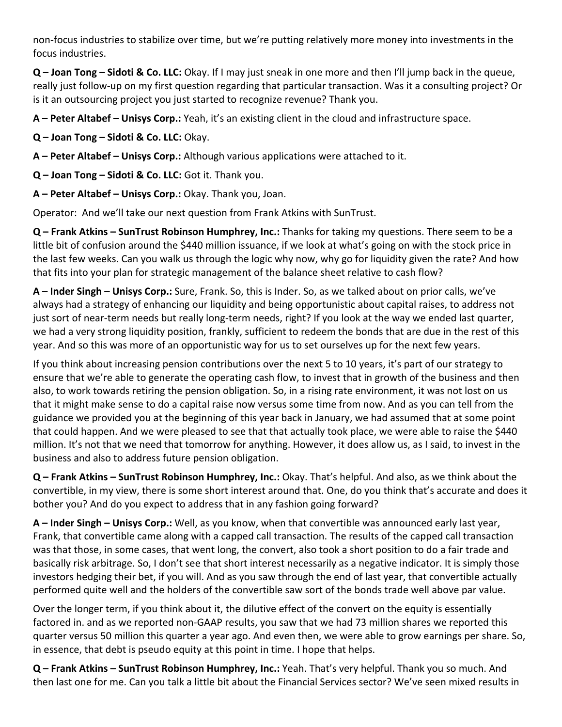non-focus industries to stabilize over time, but we're putting relatively more money into investments in the focus industries.

**Q – Joan Tong – Sidoti & Co. LLC:** Okay. If I may just sneak in one more and then I'll jump back in the queue, really just follow-up on my first question regarding that particular transaction. Was it a consulting project? Or is it an outsourcing project you just started to recognize revenue? Thank you.

**A – Peter Altabef – Unisys Corp.:** Yeah, it's an existing client in the cloud and infrastructure space.

**Q – Joan Tong – Sidoti & Co. LLC:** Okay.

**A – Peter Altabef – Unisys Corp.:** Although various applications were attached to it.

**Q – Joan Tong – Sidoti & Co. LLC:** Got it. Thank you.

**A – Peter Altabef – Unisys Corp.:** Okay. Thank you, Joan.

Operator: And we'll take our next question from Frank Atkins with SunTrust.

**Q – Frank Atkins – SunTrust Robinson Humphrey, Inc.:** Thanks for taking my questions. There seem to be a little bit of confusion around the $440 million issuance, if we look at what's going on with the stock price in the last few weeks. Can you walk us through the logic why now, why go for liquidity given the rate? And how that fits into your plan for strategic management of the balance sheet relative to cash flow?

**A – Inder Singh – Unisys Corp.:** Sure, Frank. So, this is Inder. So, as we talked about on prior calls, we've always had a strategy of enhancing our liquidity and being opportunistic about capital raises, to address not just sort of near-term needs but really long-term needs, right? If you look at the way we ended last quarter, we had a very strong liquidity position, frankly, sufficient to redeem the bonds that are due in the rest of this year. And so this was more of an opportunistic way for us to set ourselves up for the next few years.

If you think about increasing pension contributions over the next 5 to 10 years, it's part of our strategy to ensure that we're able to generate the operating cash flow, to invest that in growth of the business and then also, to work towards retiring the pension obligation. So, in a rising rate environment, it was not lost on us that it might make sense to do a capital raise now versus some time from now. And as you can tell from the guidance we provided you at the beginning of this year back in January, we had assumed that at some point that could happen. And we were pleased to see that that actually took place, we were able to raise the $440 million. It's not that we need that tomorrow for anything. However, it does allow us, as I said, to invest in the business and also to address future pension obligation.

**Q – Frank Atkins – SunTrust Robinson Humphrey, Inc.:** Okay. That's helpful. And also, as we think about the convertible, in my view, there is some short interest around that. One, do you think that's accurate and does it bother you? And do you expect to address that in any fashion going forward?

**A – Inder Singh – Unisys Corp.:** Well, as you know, when that convertible was announced early last year, Frank, that convertible came along with a capped call transaction. The results of the capped call transaction was that those, in some cases, that went long, the convert, also took a short position to do a fair trade and basically risk arbitrage. So, I don't see that short interest necessarily as a negative indicator. It is simply those investors hedging their bet, if you will. And as you saw through the end of last year, that convertible actually performed quite well and the holders of the convertible saw sort of the bonds trade well above par value.

Over the longer term, if you think about it, the dilutive effect of the convert on the equity is essentially factored in. and as we reported non-GAAP results, you saw that we had 73 million shares we reported this quarter versus 50 million this quarter a year ago. And even then, we were able to grow earnings per share. So, in essence, that debt is pseudo equity at this point in time. I hope that helps.

**Q – Frank Atkins – SunTrust Robinson Humphrey, Inc.:** Yeah. That's very helpful. Thank you so much. And then last one for me. Can you talk a little bit about the Financial Services sector? We've seen mixed results in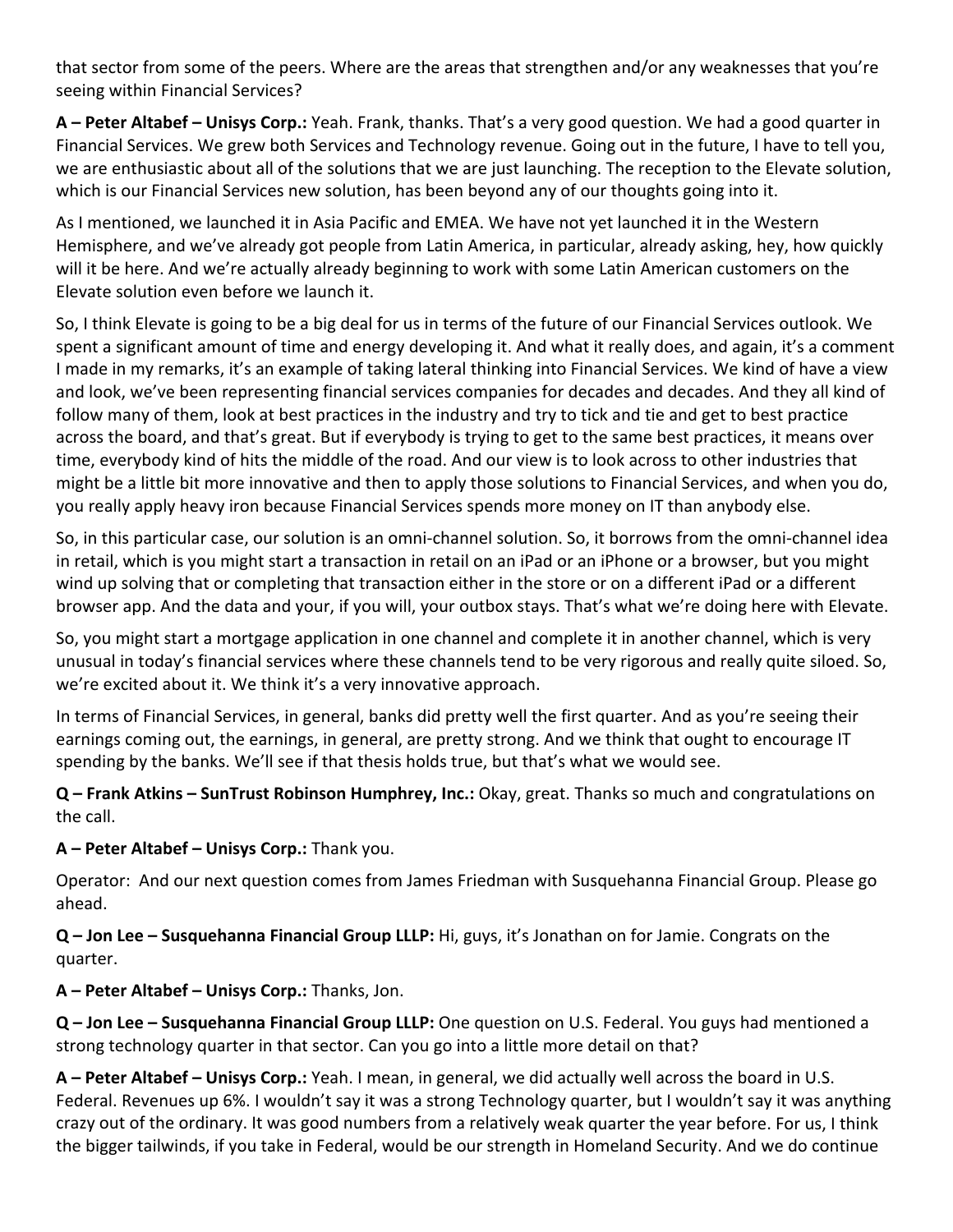that sector from some of the peers. Where are the areas that strengthen and/or any weaknesses that you're seeing within Financial Services?

**A – Peter Altabef – Unisys Corp.:** Yeah. Frank, thanks. That's a very good question. We had a good quarter in Financial Services. We grew both Services and Technology revenue. Going out in the future, I have to tell you, we are enthusiastic about all of the solutions that we are just launching. The reception to the Elevate solution, which is our Financial Services new solution, has been beyond any of our thoughts going into it.

As I mentioned, we launched it in Asia Pacific and EMEA. We have not yet launched it in the Western Hemisphere, and we've already got people from Latin America, in particular, already asking, hey, how quickly will it be here. And we're actually already beginning to work with some Latin American customers on the Elevate solution even before we launch it.

So, I think Elevate is going to be a big deal for us in terms of the future of our Financial Services outlook. We spent a significant amount of time and energy developing it. And what it really does, and again, it's a comment I made in my remarks, it's an example of taking lateral thinking into Financial Services. We kind of have a view and look, we've been representing financial services companies for decades and decades. And they all kind of follow many of them, look at best practices in the industry and try to tick and tie and get to best practice across the board, and that's great. But if everybody is trying to get to the same best practices, it means over time, everybody kind of hits the middle of the road. And our view is to look across to other industries that might be a little bit more innovative and then to apply those solutions to Financial Services, and when you do, you really apply heavy iron because Financial Services spends more money on IT than anybody else.

So, in this particular case, our solution is an omni-channel solution. So, it borrows from the omni-channel idea in retail, which is you might start a transaction in retail on an iPad or an iPhone or a browser, but you might wind up solving that or completing that transaction either in the store or on a different iPad or a different browser app. And the data and your, if you will, your outbox stays. That's what we're doing here with Elevate.

So, you might start a mortgage application in one channel and complete it in another channel, which is very unusual in today's financial services where these channels tend to be very rigorous and really quite siloed. So, we're excited about it. We think it's a very innovative approach.

In terms of Financial Services, in general, banks did pretty well the first quarter. And as you're seeing their earnings coming out, the earnings, in general, are pretty strong. And we think that ought to encourage IT spending by the banks. We'll see if that thesis holds true, but that's what we would see.

**Q – Frank Atkins – SunTrust Robinson Humphrey, Inc.:** Okay, great. Thanks so much and congratulations on the call.

**A – Peter Altabef – Unisys Corp.:** Thank you.

Operator: And our next question comes from James Friedman with Susquehanna Financial Group. Please go ahead.

**Q – Jon Lee – Susquehanna Financial Group LLLP:** Hi, guys, it's Jonathan on for Jamie. Congrats on the quarter.

**A – Peter Altabef – Unisys Corp.:** Thanks, Jon.

**Q – Jon Lee – Susquehanna Financial Group LLLP:** One question on U.S. Federal. You guys had mentioned a strong technology quarter in that sector. Can you go into a little more detail on that?

**A – Peter Altabef – Unisys Corp.:** Yeah. I mean, in general, we did actually well across the board in U.S. Federal. Revenues up 6%. I wouldn't say it was a strong Technology quarter, but I wouldn't say it was anything crazy out of the ordinary. It was good numbers from a relatively weak quarter the year before. For us, I think the bigger tailwinds, if you take in Federal, would be our strength in Homeland Security. And we do continue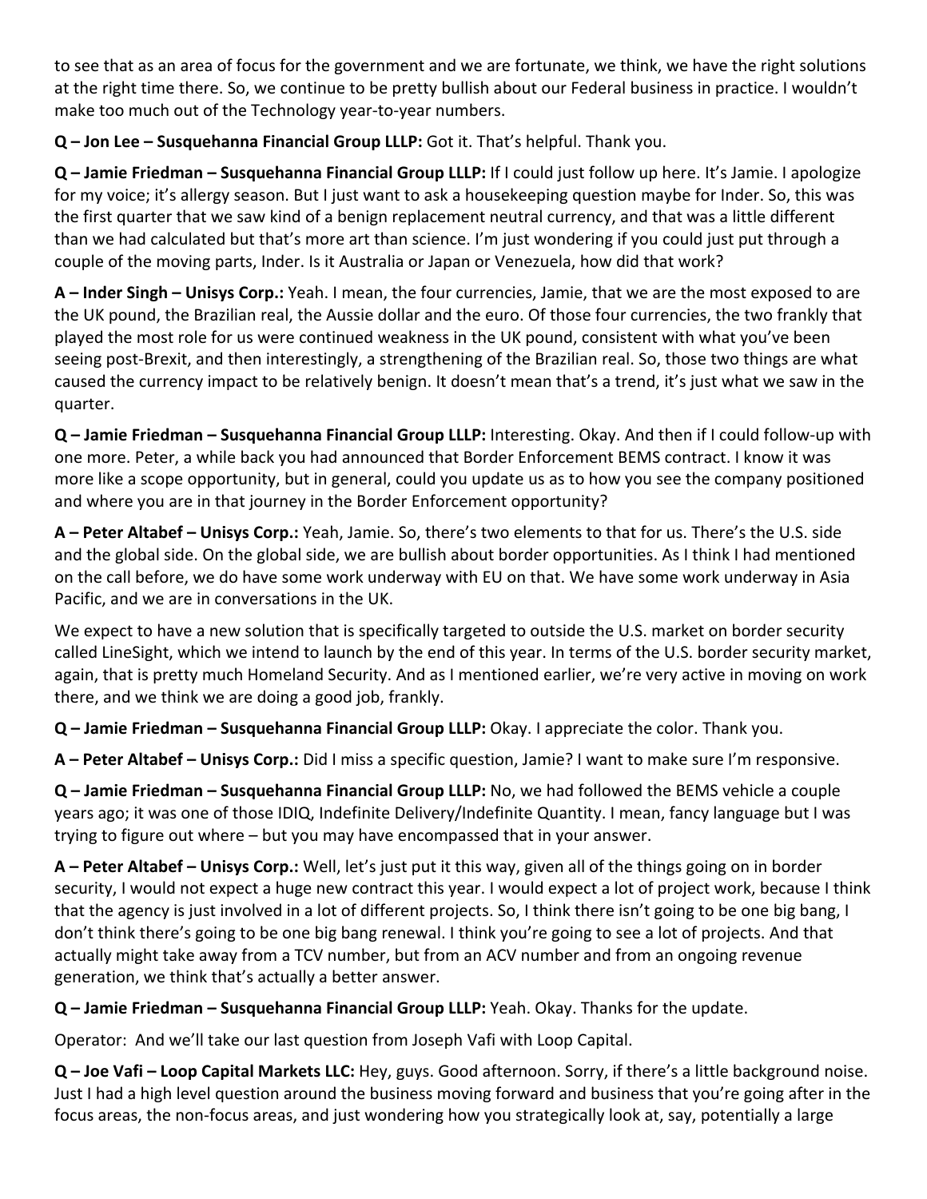to see that as an area of focus for the government and we are fortunate, we think, we have the right solutions at the right time there. So, we continue to be pretty bullish about our Federal business in practice. I wouldn't make too much out of the Technology year-to-year numbers.

**Q – Jon Lee – Susquehanna Financial Group LLLP:** Got it. That's helpful. Thank you.

**Q – Jamie Friedman – Susquehanna Financial Group LLLP:** If I could just follow up here. It's Jamie. I apologize for my voice; it's allergy season. But I just want to ask a housekeeping question maybe for Inder. So, this was the first quarter that we saw kind of a benign replacement neutral currency, and that was a little different than we had calculated but that's more art than science. I'm just wondering if you could just put through a couple of the moving parts, Inder. Is it Australia or Japan or Venezuela, how did that work?

**A – Inder Singh – Unisys Corp.:** Yeah. I mean, the four currencies, Jamie, that we are the most exposed to are the UK pound, the Brazilian real, the Aussie dollar and the euro. Of those four currencies, the two frankly that played the most role for us were continued weakness in the UK pound, consistent with what you've been seeing post-Brexit, and then interestingly, a strengthening of the Brazilian real. So, those two things are what caused the currency impact to be relatively benign. It doesn't mean that's a trend, it's just what we saw in the quarter.

**Q – Jamie Friedman – Susquehanna Financial Group LLLP:** Interesting. Okay. And then if I could follow-up with one more. Peter, a while back you had announced that Border Enforcement BEMS contract. I know it was more like a scope opportunity, but in general, could you update us as to how you see the company positioned and where you are in that journey in the Border Enforcement opportunity?

**A – Peter Altabef – Unisys Corp.:** Yeah, Jamie. So, there's two elements to that for us. There's the U.S. side and the global side. On the global side, we are bullish about border opportunities. As I think I had mentioned on the call before, we do have some work underway with EU on that. We have some work underway in Asia Pacific, and we are in conversations in the UK.

We expect to have a new solution that is specifically targeted to outside the U.S. market on border security called LineSight, which we intend to launch by the end of this year. In terms of the U.S. border security market, again, that is pretty much Homeland Security. And as I mentioned earlier, we're very active in moving on work there, and we think we are doing a good job, frankly.

**Q – Jamie Friedman – Susquehanna Financial Group LLLP:** Okay. I appreciate the color. Thank you.

**A – Peter Altabef – Unisys Corp.:** Did I miss a specific question, Jamie? I want to make sure I'm responsive.

**Q – Jamie Friedman – Susquehanna Financial Group LLLP:** No, we had followed the BEMS vehicle a couple years ago; it was one of those IDIQ, Indefinite Delivery/Indefinite Quantity. I mean, fancy language but I was trying to figure out where – but you may have encompassed that in your answer.

**A – Peter Altabef – Unisys Corp.:** Well, let's just put it this way, given all of the things going on in border security, I would not expect a huge new contract this year. I would expect a lot of project work, because I think that the agency is just involved in a lot of different projects. So, I think there isn't going to be one big bang, I don't think there's going to be one big bang renewal. I think you're going to see a lot of projects. And that actually might take away from a TCV number, but from an ACV number and from an ongoing revenue generation, we think that's actually a better answer.

**Q – Jamie Friedman – Susquehanna Financial Group LLLP:** Yeah. Okay. Thanks for the update.

Operator: And we'll take our last question from Joseph Vafi with Loop Capital.

**Q – Joe Vafi – Loop Capital Markets LLC:** Hey, guys. Good afternoon. Sorry, if there's a little background noise. Just I had a high level question around the business moving forward and business that you're going after in the focus areas, the non-focus areas, and just wondering how you strategically look at, say, potentially a large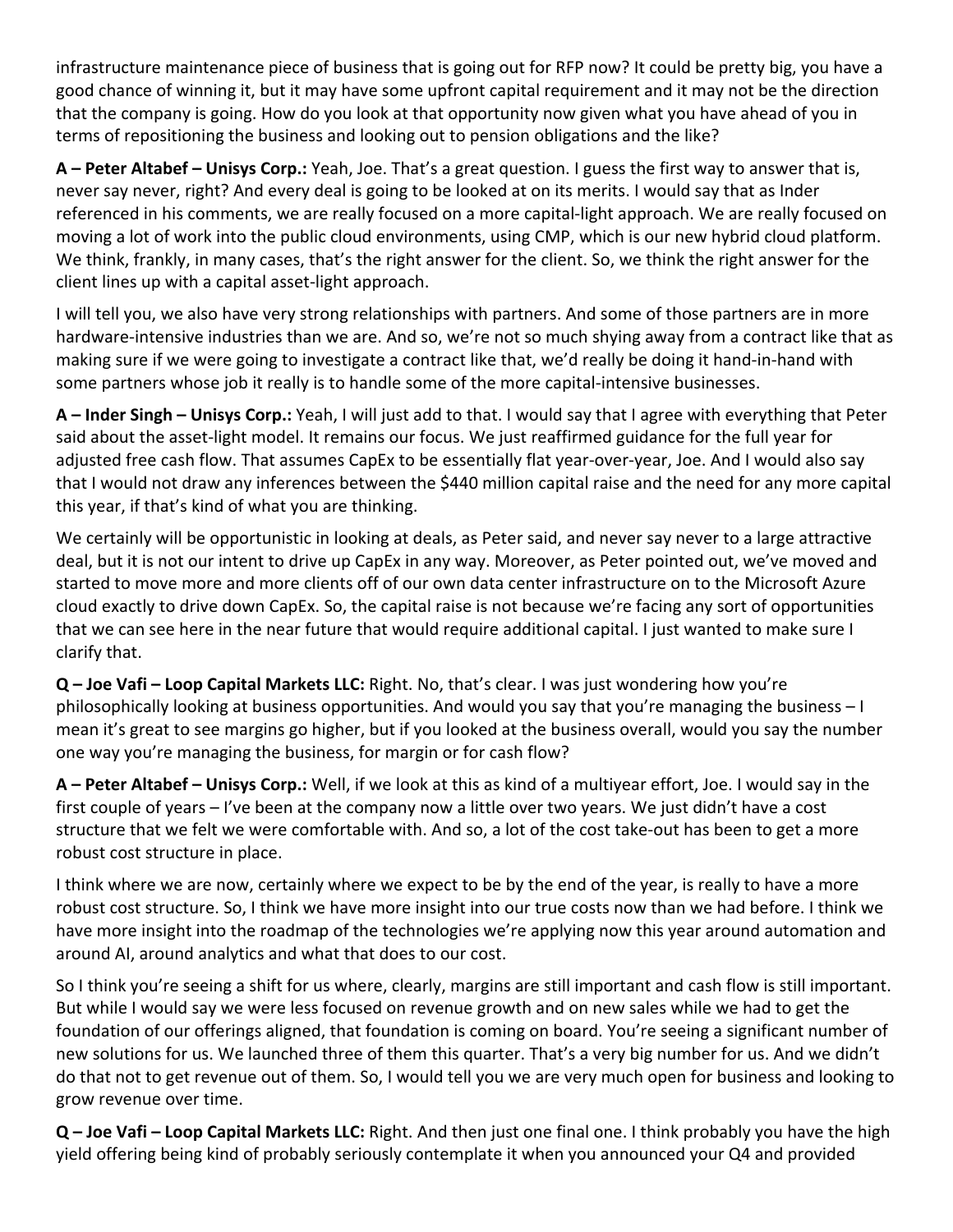infrastructure maintenance piece of business that is going out for RFP now? It could be pretty big, you have a good chance of winning it, but it may have some upfront capital requirement and it may not be the direction that the company is going. How do you look at that opportunity now given what you have ahead of you in terms of repositioning the business and looking out to pension obligations and the like?

**A – Peter Altabef – Unisys Corp.:** Yeah, Joe. That's a great question. I guess the first way to answer that is, never say never, right? And every deal is going to be looked at on its merits. I would say that as Inder referenced in his comments, we are really focused on a more capital-light approach. We are really focused on moving a lot of work into the public cloud environments, using CMP, which is our new hybrid cloud platform. We think, frankly, in many cases, that's the right answer for the client. So, we think the right answer for the client lines up with a capital asset-light approach.

I will tell you, we also have very strong relationships with partners. And some of those partners are in more hardware-intensive industries than we are. And so, we're not so much shying away from a contract like that as making sure if we were going to investigate a contract like that, we'd really be doing it hand-in-hand with some partners whose job it really is to handle some of the more capital-intensive businesses.

**A – Inder Singh – Unisys Corp.:** Yeah, I will just add to that. I would say that I agree with everything that Peter said about the asset-light model. It remains our focus. We just reaffirmed guidance for the full year for adjusted free cash flow. That assumes CapEx to be essentially flat year-over-year, Joe. And I would also say that I would not draw any inferences between the $440 million capital raise and the need for any more capital this year, if that's kind of what you are thinking.

We certainly will be opportunistic in looking at deals, as Peter said, and never say never to a large attractive deal, but it is not our intent to drive up CapEx in any way. Moreover, as Peter pointed out, we've moved and started to move more and more clients off of our own data center infrastructure on to the Microsoft Azure cloud exactly to drive down CapEx. So, the capital raise is not because we're facing any sort of opportunities that we can see here in the near future that would require additional capital. I just wanted to make sure I clarify that.

**Q – Joe Vafi – Loop Capital Markets LLC:** Right. No, that's clear. I was just wondering how you're philosophically looking at business opportunities. And would you say that you're managing the business – I mean it's great to see margins go higher, but if you looked at the business overall, would you say the number one way you're managing the business, for margin or for cash flow?

**A – Peter Altabef – Unisys Corp.:** Well, if we look at this as kind of a multiyear effort, Joe. I would say in the first couple of years – I've been at the company now a little over two years. We just didn't have a cost structure that we felt we were comfortable with. And so, a lot of the cost take-out has been to get a more robust cost structure in place.

I think where we are now, certainly where we expect to be by the end of the year, is really to have a more robust cost structure. So, I think we have more insight into our true costs now than we had before. I think we have more insight into the roadmap of the technologies we're applying now this year around automation and around AI, around analytics and what that does to our cost.

So I think you're seeing a shift for us where, clearly, margins are still important and cash flow is still important. But while I would say we were less focused on revenue growth and on new sales while we had to get the foundation of our offerings aligned, that foundation is coming on board. You're seeing a significant number of new solutions for us. We launched three of them this quarter. That's a very big number for us. And we didn't do that not to get revenue out of them. So, I would tell you we are very much open for business and looking to grow revenue over time.

**Q – Joe Vafi – Loop Capital Markets LLC:** Right. And then just one final one. I think probably you have the high yield offering being kind of probably seriously contemplate it when you announced your Q4 and provided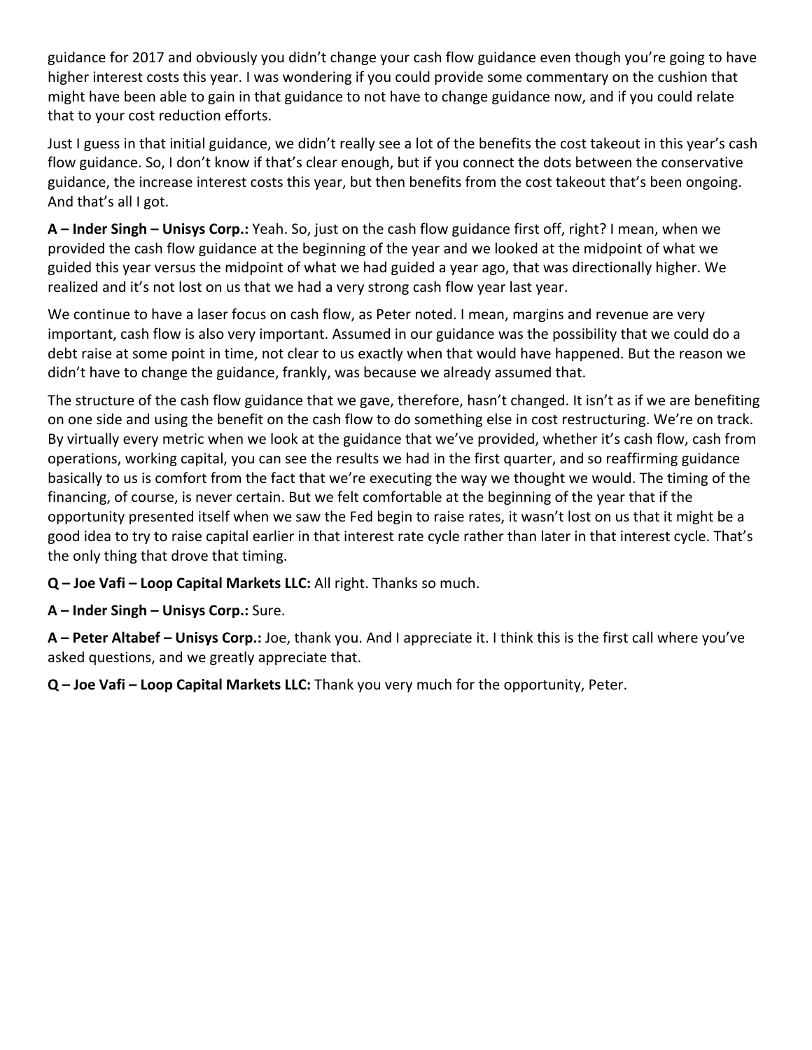guidance for 2017 and obviously you didn't change your cash flow guidance even though you're going to have higher interest costs this year. I was wondering if you could provide some commentary on the cushion that might have been able to gain in that guidance to not have to change guidance now, and if you could relate that to your cost reduction efforts.

Just I guess in that initial guidance, we didn't really see a lot of the benefits the cost takeout in this year's cash flow guidance. So, I don't know if that's clear enough, but if you connect the dots between the conservative guidance, the increase interest costs this year, but then benefits from the cost takeout that's been ongoing. And that's all I got.

**A – Inder Singh – Unisys Corp.:** Yeah. So, just on the cash flow guidance first off, right? I mean, when we provided the cash flow guidance at the beginning of the year and we looked at the midpoint of what we guided this year versus the midpoint of what we had guided a year ago, that was directionally higher. We realized and it's not lost on us that we had a very strong cash flow year last year.

We continue to have a laser focus on cash flow, as Peter noted. I mean, margins and revenue are very important, cash flow is also very important. Assumed in our guidance was the possibility that we could do a debt raise at some point in time, not clear to us exactly when that would have happened. But the reason we didn't have to change the guidance, frankly, was because we already assumed that.

The structure of the cash flow guidance that we gave, therefore, hasn't changed. It isn't as if we are benefiting on one side and using the benefit on the cash flow to do something else in cost restructuring. We're on track. By virtually every metric when we look at the guidance that we've provided, whether it's cash flow, cash from operations, working capital, you can see the results we had in the first quarter, and so reaffirming guidance basically to us is comfort from the fact that we're executing the way we thought we would. The timing of the financing, of course, is never certain. But we felt comfortable at the beginning of the year that if the opportunity presented itself when we saw the Fed begin to raise rates, it wasn't lost on us that it might be a good idea to try to raise capital earlier in that interest rate cycle rather than later in that interest cycle. That's the only thing that drove that timing.

**Q – Joe Vafi – Loop Capital Markets LLC:** All right. Thanks so much.

**A – Inder Singh – Unisys Corp.:** Sure.

**A – Peter Altabef – Unisys Corp.:** Joe, thank you. And I appreciate it. I think this is the first call where you've asked questions, and we greatly appreciate that.

**Q – Joe Vafi – Loop Capital Markets LLC:** Thank you very much for the opportunity, Peter.